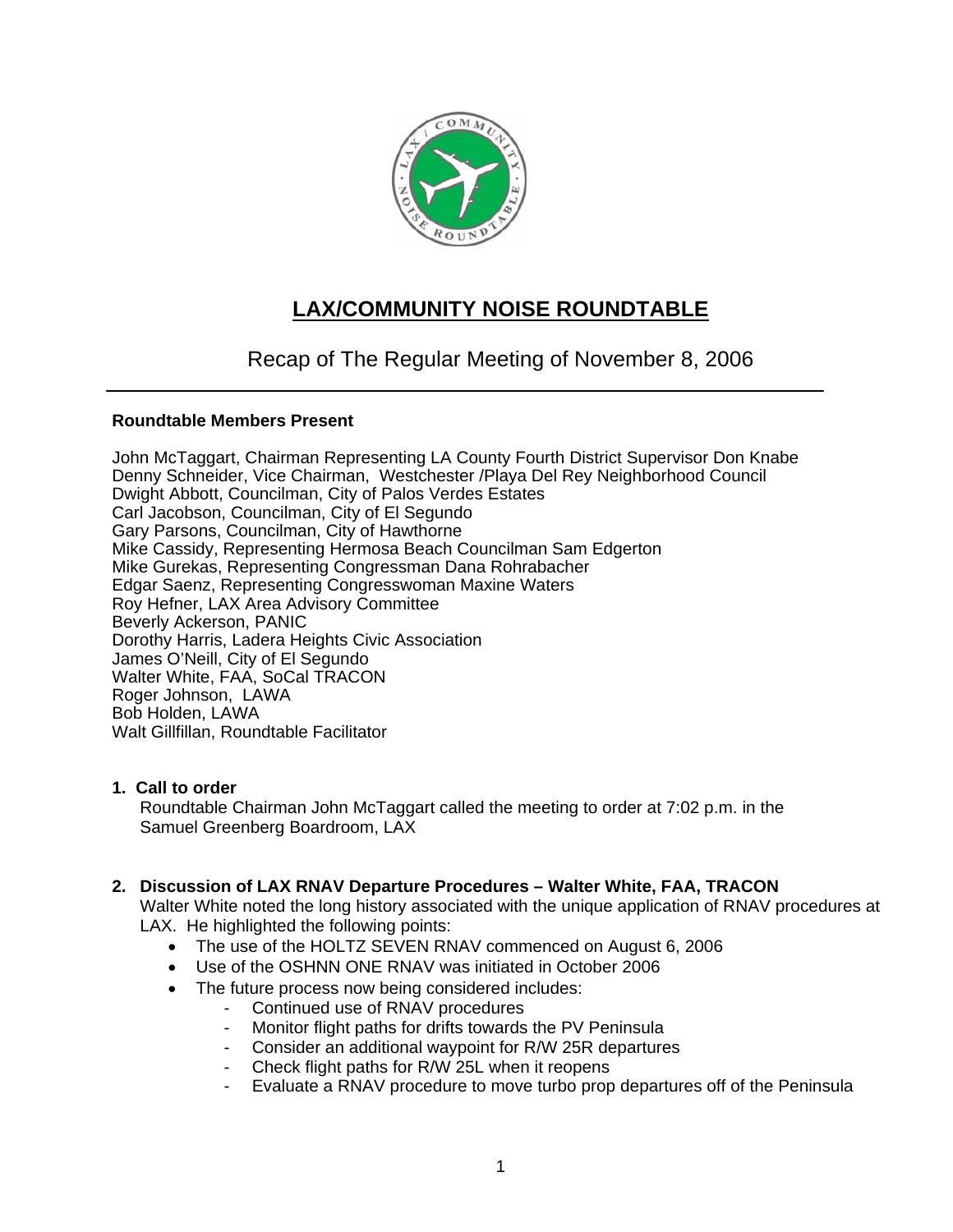# LAX/COMMUNITY NOISE ROUNDTABLE

## Recap of The Regular Meeting of November 8, 2006

**Roundtable Members Present**

John McTaggart, Chairman Representing LA County Fourth District Supervisor Don Knabe
Denny Schneider, Vice Chairman, Westchester /Playa Del Rey Neighborhood Council
Dwight Abbott, Councilman, City of Palos Verdes Estates
Carl Jacobson, Councilman, City of El Segundo
Gary Parsons, Councilman, City of Hawthorne
Mike Cassidy, Representing Hermosa Beach Councilman Sam Edgerton
Mike Gurekas, Representing Congressman Dana Rohrabacher
Edgar Saenz, Representing Congresswoman Maxine Waters
Roy Hefner, LAX Area Advisory Committee
Beverly Ackerson, PANIC
Dorothy Harris, Ladera Heights Civic Association
James O'Neill, City of El Segundo
Walter White, FAA, SoCal TRACON
Roger Johnson, LAWA
Bob Holden, LAWA
Walt Gillfillan, Roundtable Facilitator

**1. Call to order**

Roundtable Chairman John McTaggart called the meeting to order at 7:02 p.m. in the Samuel Greenberg Boardroom, LAX

**2. Discussion of LAX RNAV Departure Procedures – Walter White, FAA, TRACON**

Walter White noted the long history associated with the unique application of RNAV procedures at LAX. He highlighted the following points:

- The use of the HOLTZ SEVEN RNAV commenced on August 6, 2006
- Use of the OSHNN ONE RNAV was initiated in October 2006
- The future process now being considered includes:
  - Continued use of RNAV procedures
  - Monitor flight paths for drifts towards the PV Peninsula
  - Consider an additional waypoint for R/W 25R departures
  - Check flight paths for R/W 25L when it reopens
  - Evaluate a RNAV procedure to move turbo prop departures off of the Peninsula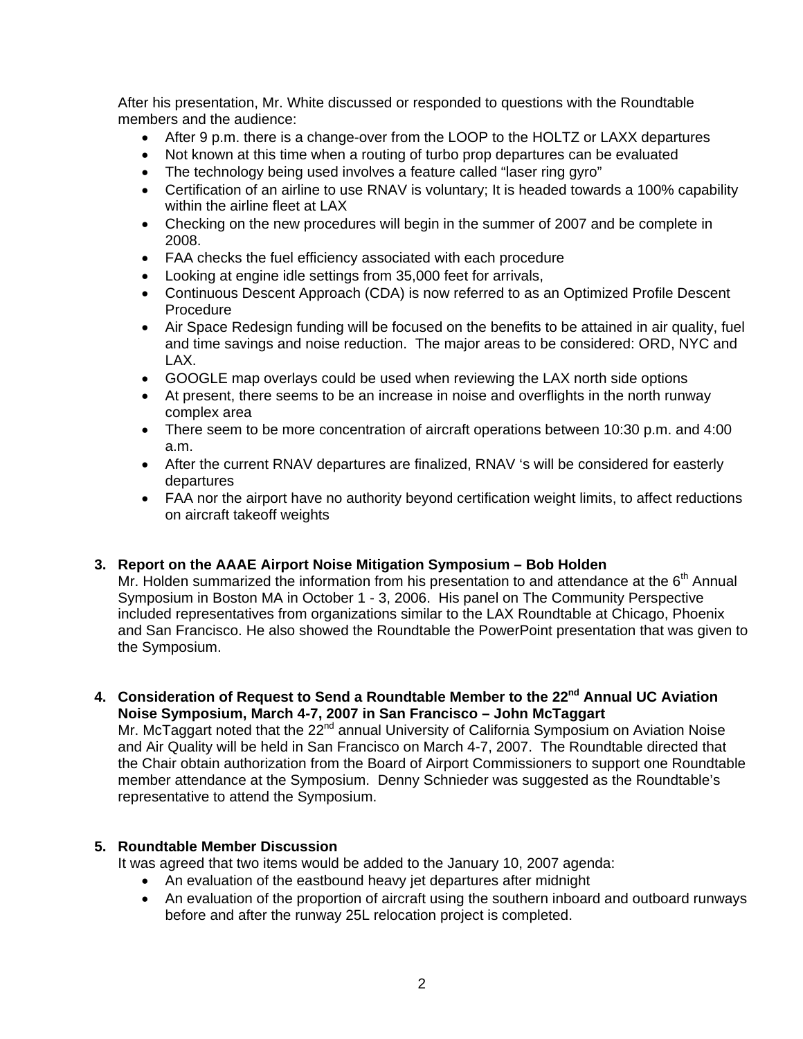After his presentation, Mr. White discussed or responded to questions with the Roundtable members and the audience:

- After 9 p.m. there is a change-over from the LOOP to the HOLTZ or LAXX departures
- Not known at this time when a routing of turbo prop departures can be evaluated
- The technology being used involves a feature called "laser ring gyro"
- Certification of an airline to use RNAV is voluntary; It is headed towards a 100% capability within the airline fleet at LAX
- Checking on the new procedures will begin in the summer of 2007 and be complete in 2008.
- FAA checks the fuel efficiency associated with each procedure
- Looking at engine idle settings from 35,000 feet for arrivals,
- Continuous Descent Approach (CDA) is now referred to as an Optimized Profile Descent Procedure
- Air Space Redesign funding will be focused on the benefits to be attained in air quality, fuel and time savings and noise reduction. The major areas to be considered: ORD, NYC and LAX.
- GOOGLE map overlays could be used when reviewing the LAX north side options
- At present, there seems to be an increase in noise and overflights in the north runway complex area
- There seem to be more concentration of aircraft operations between 10:30 p.m. and 4:00 a.m.
- After the current RNAV departures are finalized, RNAV 's will be considered for easterly departures
- FAA nor the airport have no authority beyond certification weight limits, to affect reductions on aircraft takeoff weights

**3. Report on the AAAE Airport Noise Mitigation Symposium – Bob Holden**

Mr. Holden summarized the information from his presentation to and attendance at the 6th Annual Symposium in Boston MA in October 1 - 3, 2006. His panel on The Community Perspective included representatives from organizations similar to the LAX Roundtable at Chicago, Phoenix and San Francisco. He also showed the Roundtable the PowerPoint presentation that was given to the Symposium.

**4. Consideration of Request to Send a Roundtable Member to the 22nd Annual UC Aviation Noise Symposium, March 4-7, 2007 in San Francisco – John McTaggart**

Mr. McTaggart noted that the 22nd annual University of California Symposium on Aviation Noise and Air Quality will be held in San Francisco on March 4-7, 2007. The Roundtable directed that the Chair obtain authorization from the Board of Airport Commissioners to support one Roundtable member attendance at the Symposium. Denny Schnieder was suggested as the Roundtable's representative to attend the Symposium.

**5. Roundtable Member Discussion**

It was agreed that two items would be added to the January 10, 2007 agenda:

- An evaluation of the eastbound heavy jet departures after midnight
- An evaluation of the proportion of aircraft using the southern inboard and outboard runways before and after the runway 25L relocation project is completed.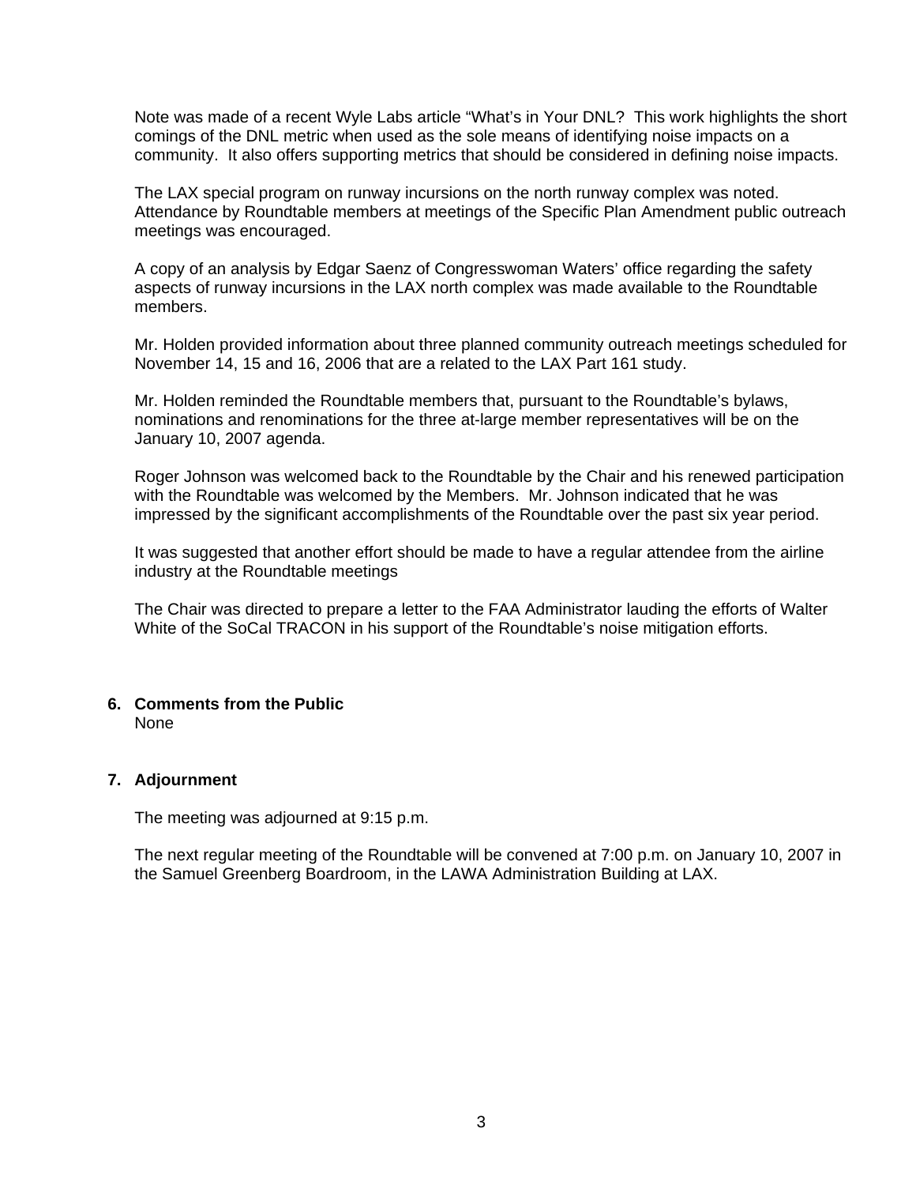Note was made of a recent Wyle Labs article "What's in Your DNL? This work highlights the short comings of the DNL metric when used as the sole means of identifying noise impacts on a community. It also offers supporting metrics that should be considered in defining noise impacts.

The LAX special program on runway incursions on the north runway complex was noted. Attendance by Roundtable members at meetings of the Specific Plan Amendment public outreach meetings was encouraged.

A copy of an analysis by Edgar Saenz of Congresswoman Waters' office regarding the safety aspects of runway incursions in the LAX north complex was made available to the Roundtable members.

Mr. Holden provided information about three planned community outreach meetings scheduled for November 14, 15 and 16, 2006 that are a related to the LAX Part 161 study.

Mr. Holden reminded the Roundtable members that, pursuant to the Roundtable's bylaws, nominations and renominations for the three at-large member representatives will be on the January 10, 2007 agenda.

Roger Johnson was welcomed back to the Roundtable by the Chair and his renewed participation with the Roundtable was welcomed by the Members. Mr. Johnson indicated that he was impressed by the significant accomplishments of the Roundtable over the past six year period.

It was suggested that another effort should be made to have a regular attendee from the airline industry at the Roundtable meetings

The Chair was directed to prepare a letter to the FAA Administrator lauding the efforts of Walter White of the SoCal TRACON in his support of the Roundtable's noise mitigation efforts.

**6. Comments from the Public**

None

**7. Adjournment**

The meeting was adjourned at 9:15 p.m.

The next regular meeting of the Roundtable will be convened at 7:00 p.m. on January 10, 2007 in the Samuel Greenberg Boardroom, in the LAWA Administration Building at LAX.